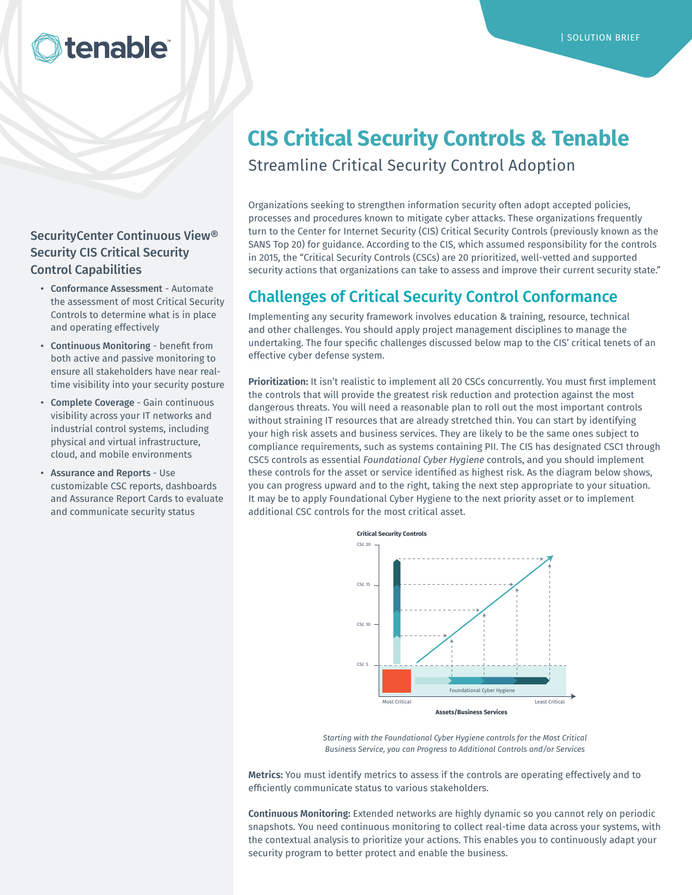# CIS Critical Security Controls & Tenable

## Streamline Critical Security Control Adoption

Organizations seeking to strengthen information security often adopt accepted policies, processes and procedures known to mitigate cyber attacks. These organizations frequently turn to the Center for Internet Security (CIS) Critical Security Controls (previously known as the SANS Top 20) for guidance. According to the CIS, which assumed responsibility for the controls in 2015, the "Critical Security Controls (CSCs) are 20 prioritized, well-vetted and supported security actions that organizations can take to assess and improve their current security state."

### SecurityCenter Continuous View® Security CIS Critical Security Control Capabilities

- **Conformance Assessment** - Automate the assessment of most Critical Security Controls to determine what is in place and operating effectively
- **Continuous Monitoring** - benefit from both active and passive monitoring to ensure all stakeholders have near real-time visibility into your security posture
- **Complete Coverage** - Gain continuous visibility across your IT networks and industrial control systems, including physical and virtual infrastructure, cloud, and mobile environments
- **Assurance and Reports** - Use customizable CSC reports, dashboards and Assurance Report Cards to evaluate and communicate security status

## Challenges of Critical Security Control Conformance

Implementing any security framework involves education & training, resource, technical and other challenges. You should apply project management disciplines to manage the undertaking. The four specific challenges discussed below map to the CIS' critical tenets of an effective cyber defense system.

**Prioritization:** It isn't realistic to implement all 20 CSCs concurrently. You must first implement the controls that will provide the greatest risk reduction and protection against the most dangerous threats. You will need a reasonable plan to roll out the most important controls without straining IT resources that are already stretched thin. You can start by identifying your high risk assets and business services. They are likely to be the same ones subject to compliance requirements, such as systems containing PII. The CIS has designated CSC1 through CSC5 controls as essential *Foundational Cyber Hygiene* controls, and you should implement these controls for the asset or service identified as highest risk. As the diagram below shows, you can progress upward and to the right, taking the next step appropriate to your situation. It may be to apply Foundational Cyber Hygiene to the next priority asset or to implement additional CSC controls for the most critical asset.

*Starting with the Foundational Cyber Hygiene controls for the Most Critical Business Service, you can Progress to Additional Controls and/or Services*

**Metrics:** You must identify metrics to assess if the controls are operating effectively and to efficiently communicate status to various stakeholders.

**Continuous Monitoring:** Extended networks are highly dynamic so you cannot rely on periodic snapshots. You need continuous monitoring to collect real-time data across your systems, with the contextual analysis to prioritize your actions. This enables you to continuously adapt your security program to better protect and enable the business.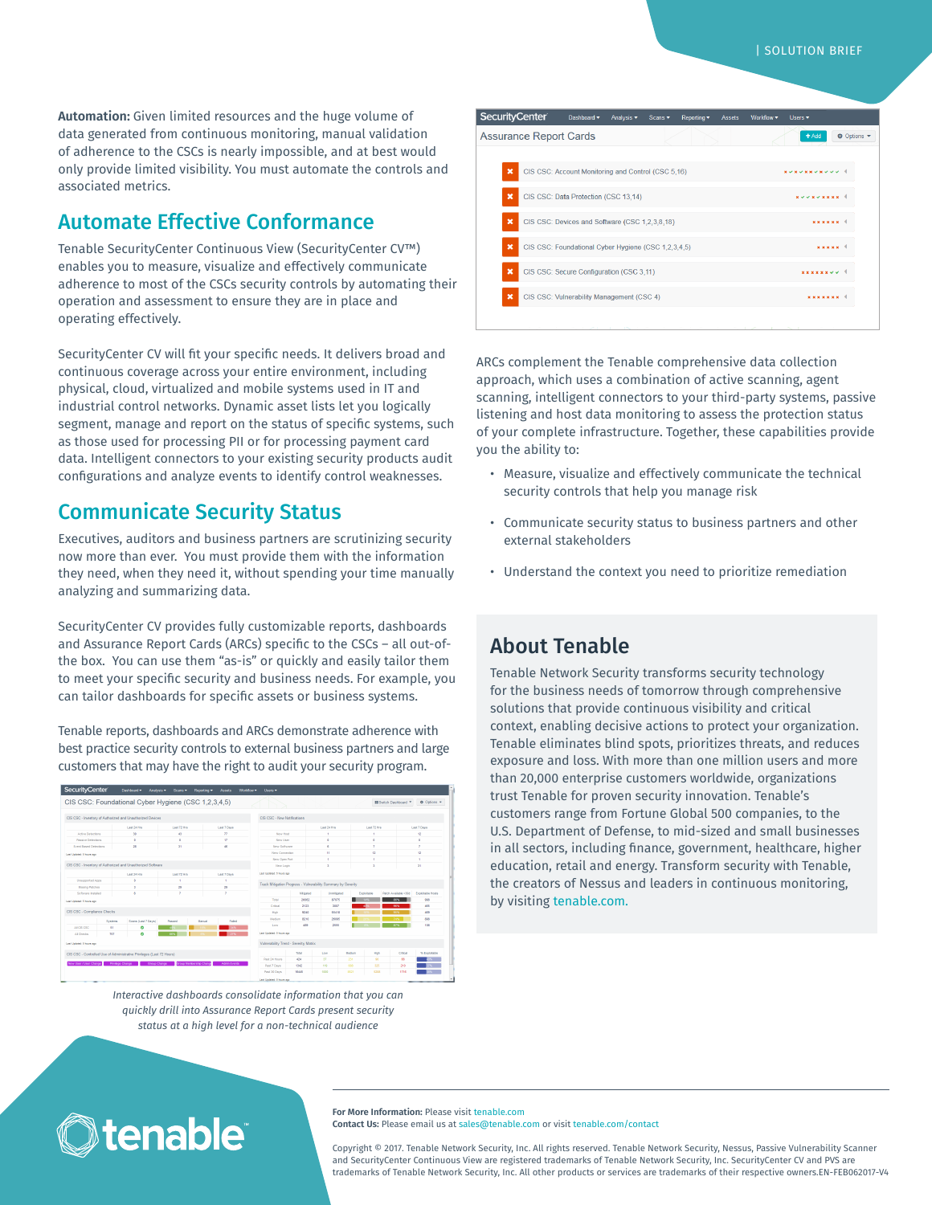**Automation:** Given limited resources and the huge volume of data generated from continuous monitoring, manual validation of adherence to the CSCs is nearly impossible, and at best would only provide limited visibility. You must automate the controls and associated metrics.

## Automate Effective Conformance

Tenable SecurityCenter Continuous View (SecurityCenter CV™) enables you to measure, visualize and effectively communicate adherence to most of the CSCs security controls by automating their operation and assessment to ensure they are in place and operating effectively.

SecurityCenter CV will fit your specific needs. It delivers broad and continuous coverage across your entire environment, including physical, cloud, virtualized and mobile systems used in IT and industrial control networks. Dynamic asset lists let you logically segment, manage and report on the status of specific systems, such as those used for processing PII or for processing payment card data. Intelligent connectors to your existing security products audit configurations and analyze events to identify control weaknesses.

## Communicate Security Status

Executives, auditors and business partners are scrutinizing security now more than ever. You must provide them with the information they need, when they need it, without spending your time manually analyzing and summarizing data.

SecurityCenter CV provides fully customizable reports, dashboards and Assurance Report Cards (ARCs) specific to the CSCs – all out-of-the box. You can use them "as-is" or quickly and easily tailor them to meet your specific security and business needs. For example, you can tailor dashboards for specific assets or business systems.

Tenable reports, dashboards and ARCs demonstrate adherence with best practice security controls to external business partners and large customers that may have the right to audit your security program.

*Interactive dashboards consolidate information that you can quickly drill into Assurance Report Cards present security status at a high level for a non-technical audience*

ARCs complement the Tenable comprehensive data collection approach, which uses a combination of active scanning, agent scanning, intelligent connectors to your third-party systems, passive listening and host data monitoring to assess the protection status of your complete infrastructure. Together, these capabilities provide you the ability to:

- Measure, visualize and effectively communicate the technical security controls that help you manage risk
- Communicate security status to business partners and other external stakeholders
- Understand the context you need to prioritize remediation

## About Tenable

Tenable Network Security transforms security technology for the business needs of tomorrow through comprehensive solutions that provide continuous visibility and critical context, enabling decisive actions to protect your organization. Tenable eliminates blind spots, prioritizes threats, and reduces exposure and loss. With more than one million users and more than 20,000 enterprise customers worldwide, organizations trust Tenable for proven security innovation. Tenable's customers range from Fortune Global 500 companies, to the U.S. Department of Defense, to mid-sized and small businesses in all sectors, including finance, government, healthcare, higher education, retail and energy. Transform security with Tenable, the creators of Nessus and leaders in continuous monitoring, by visiting tenable.com.

**For More Information:** Please visit tenable.com
**Contact Us:** Please email us at sales@tenable.com or visit tenable.com/contact

Copyright © 2017. Tenable Network Security, Inc. All rights reserved. Tenable Network Security, Nessus, Passive Vulnerability Scanner and SecurityCenter Continuous View are registered trademarks of Tenable Network Security, Inc. SecurityCenter CV and PVS are trademarks of Tenable Network Security, Inc. All other products or services are trademarks of their respective owners.EN-FEB062017-V4